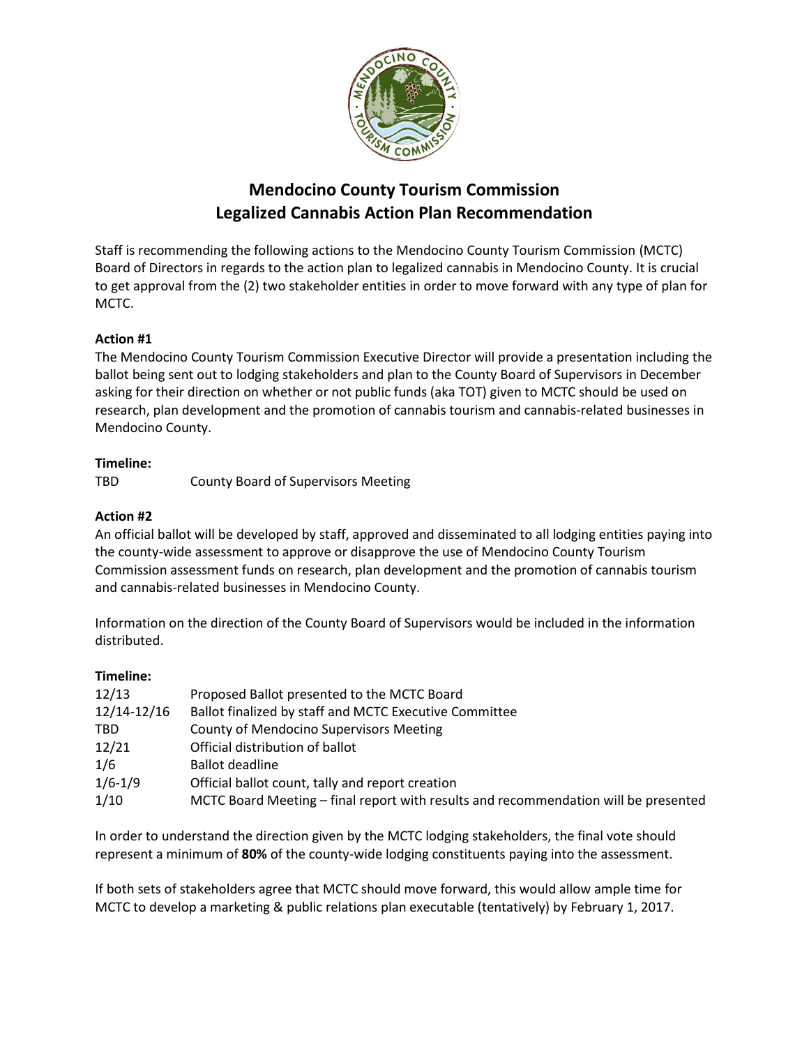# Mendocino County Tourism Commission
## Legalized Cannabis Action Plan Recommendation

Staff is recommending the following actions to the Mendocino County Tourism Commission (MCTC) Board of Directors in regards to the action plan to legalized cannabis in Mendocino County. It is crucial to get approval from the (2) two stakeholder entities in order to move forward with any type of plan for MCTC.

**Action #1**

The Mendocino County Tourism Commission Executive Director will provide a presentation including the ballot being sent out to lodging stakeholders and plan to the County Board of Supervisors in December asking for their direction on whether or not public funds (aka TOT) given to MCTC should be used on research, plan development and the promotion of cannabis tourism and cannabis-related businesses in Mendocino County.

**Timeline:**

| | |
|---|---|
| TBD | County Board of Supervisors Meeting |

**Action #2**

An official ballot will be developed by staff, approved and disseminated to all lodging entities paying into the county-wide assessment to approve or disapprove the use of Mendocino County Tourism Commission assessment funds on research, plan development and the promotion of cannabis tourism and cannabis-related businesses in Mendocino County.

Information on the direction of the County Board of Supervisors would be included in the information distributed.

**Timeline:**

| | |
|---|---|
| 12/13 | Proposed Ballot presented to the MCTC Board |
| 12/14-12/16 | Ballot finalized by staff and MCTC Executive Committee |
| TBD | County of Mendocino Supervisors Meeting |
| 12/21 | Official distribution of ballot |
| 1/6 | Ballot deadline |
| 1/6-1/9 | Official ballot count, tally and report creation |
| 1/10 | MCTC Board Meeting – final report with results and recommendation will be presented |

In order to understand the direction given by the MCTC lodging stakeholders, the final vote should represent a minimum of **80%** of the county-wide lodging constituents paying into the assessment.

If both sets of stakeholders agree that MCTC should move forward, this would allow ample time for MCTC to develop a marketing & public relations plan executable (tentatively) by February 1, 2017.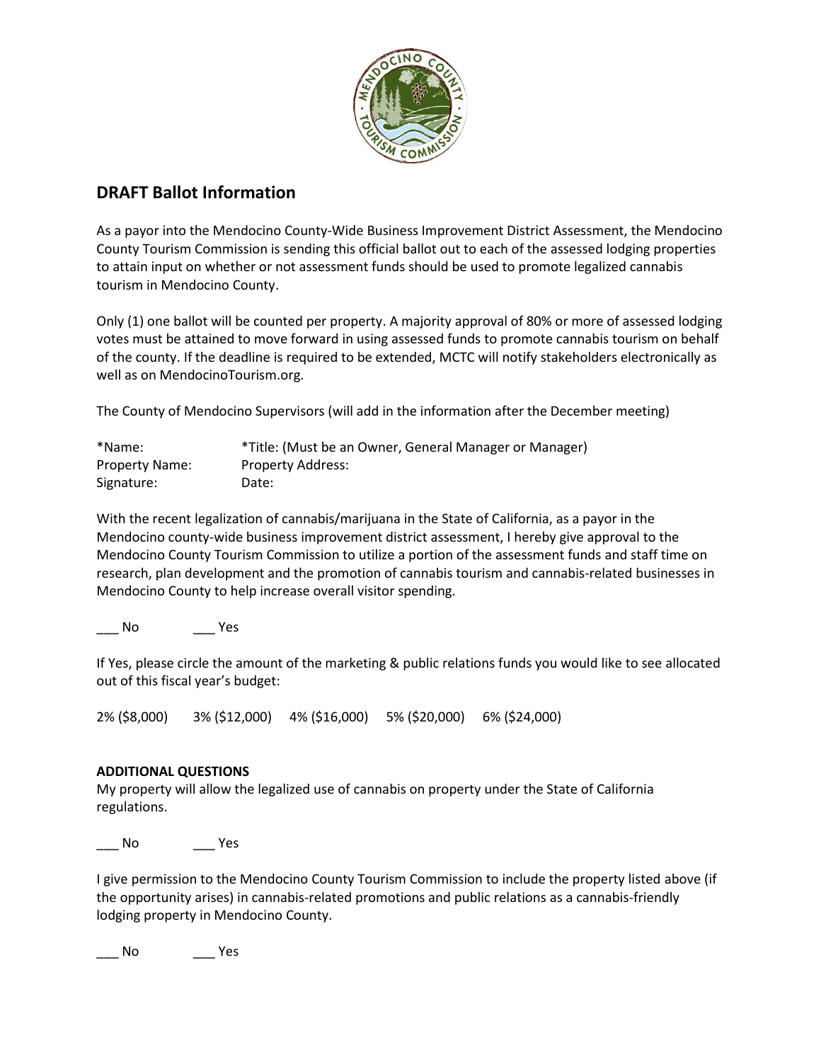## DRAFT Ballot Information

As a payor into the Mendocino County-Wide Business Improvement District Assessment, the Mendocino County Tourism Commission is sending this official ballot out to each of the assessed lodging properties to attain input on whether or not assessment funds should be used to promote legalized cannabis tourism in Mendocino County.

Only (1) one ballot will be counted per property. A majority approval of 80% or more of assessed lodging votes must be attained to move forward in using assessed funds to promote cannabis tourism on behalf of the county. If the deadline is required to be extended, MCTC will notify stakeholders electronically as well as on MendocinoTourism.org.

The County of Mendocino Supervisors (will add in the information after the December meeting)

| | |
|---|---|
| *Name: | *Title: (Must be an Owner, General Manager or Manager) |
| Property Name: | Property Address: |
| Signature: | Date: |

With the recent legalization of cannabis/marijuana in the State of California, as a payor in the Mendocino county-wide business improvement district assessment, I hereby give approval to the Mendocino County Tourism Commission to utilize a portion of the assessment funds and staff time on research, plan development and the promotion of cannabis tourism and cannabis-related businesses in Mendocino County to help increase overall visitor spending.

___ No ___ Yes

If Yes, please circle the amount of the marketing & public relations funds you would like to see allocated out of this fiscal year's budget:

2% ($8,000) 3% ($12,000) 4% ($16,000) 5% ($20,000) 6% ($24,000)

**ADDITIONAL QUESTIONS**

My property will allow the legalized use of cannabis on property under the State of California regulations.

___ No ___ Yes

I give permission to the Mendocino County Tourism Commission to include the property listed above (if the opportunity arises) in cannabis-related promotions and public relations as a cannabis-friendly lodging property in Mendocino County.

___ No ___ Yes